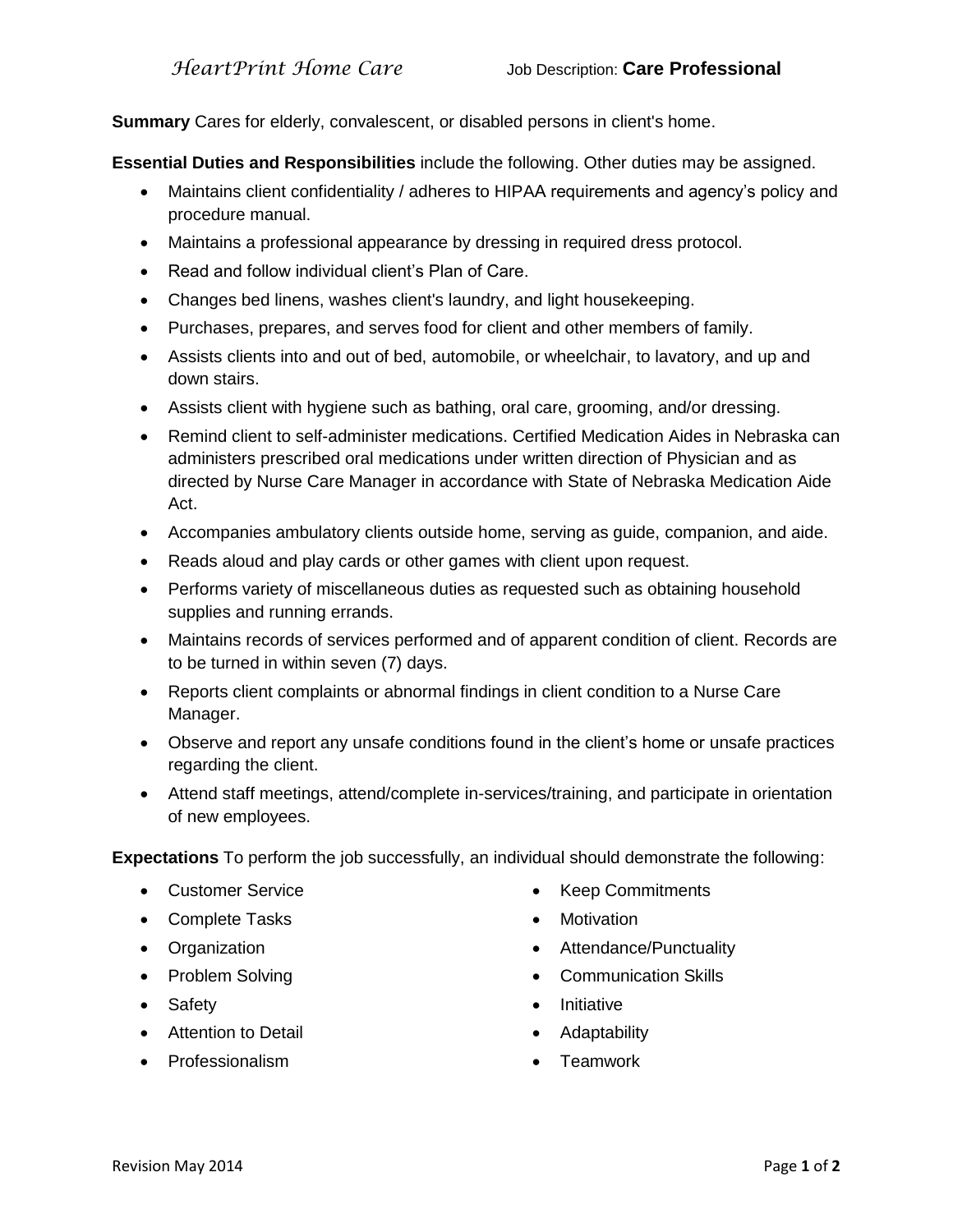*HeartPrint Home Care* Job Description: **Care Professional**

**Summary** Cares for elderly, convalescent, or disabled persons in client's home.

**Essential Duties and Responsibilities** include the following. Other duties may be assigned.

- Maintains client confidentiality / adheres to HIPAA requirements and agency's policy and procedure manual.
- Maintains a professional appearance by dressing in required dress protocol.
- Read and follow individual client's Plan of Care.
- Changes bed linens, washes client's laundry, and light housekeeping.
- Purchases, prepares, and serves food for client and other members of family.
- Assists clients into and out of bed, automobile, or wheelchair, to lavatory, and up and down stairs.
- Assists client with hygiene such as bathing, oral care, grooming, and/or dressing.
- Remind client to self-administer medications. Certified Medication Aides in Nebraska can administers prescribed oral medications under written direction of Physician and as directed by Nurse Care Manager in accordance with State of Nebraska Medication Aide Act.
- Accompanies ambulatory clients outside home, serving as guide, companion, and aide.
- Reads aloud and play cards or other games with client upon request.
- Performs variety of miscellaneous duties as requested such as obtaining household supplies and running errands.
- Maintains records of services performed and of apparent condition of client. Records are to be turned in within seven (7) days.
- Reports client complaints or abnormal findings in client condition to a Nurse Care Manager.
- Observe and report any unsafe conditions found in the client's home or unsafe practices regarding the client.
- Attend staff meetings, attend/complete in-services/training, and participate in orientation of new employees.

**Expectations** To perform the job successfully, an individual should demonstrate the following:

- Customer Service
- Complete Tasks
- Organization
- Problem Solving
- Safety
- Attention to Detail
- Professionalism
- Keep Commitments
- Motivation
- Attendance/Punctuality
- Communication Skills
- Initiative
- Adaptability
- Teamwork

Revision May 2014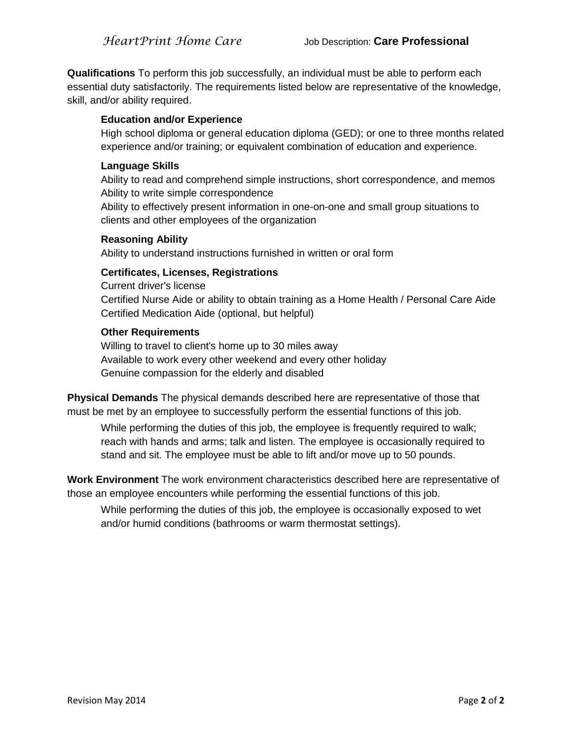**Qualifications** To perform this job successfully, an individual must be able to perform each essential duty satisfactorily. The requirements listed below are representative of the knowledge, skill, and/or ability required.

**Education and/or Experience**

High school diploma or general education diploma (GED); or one to three months related experience and/or training; or equivalent combination of education and experience.

**Language Skills**

Ability to read and comprehend simple instructions, short correspondence, and memos
Ability to write simple correspondence
Ability to effectively present information in one-on-one and small group situations to clients and other employees of the organization

**Reasoning Ability**

Ability to understand instructions furnished in written or oral form

**Certificates, Licenses, Registrations**

Current driver's license
Certified Nurse Aide or ability to obtain training as a Home Health / Personal Care Aide
Certified Medication Aide (optional, but helpful)

**Other Requirements**

Willing to travel to client's home up to 30 miles away
Available to work every other weekend and every other holiday
Genuine compassion for the elderly and disabled

**Physical Demands** The physical demands described here are representative of those that must be met by an employee to successfully perform the essential functions of this job.

While performing the duties of this job, the employee is frequently required to walk; reach with hands and arms; talk and listen. The employee is occasionally required to stand and sit. The employee must be able to lift and/or move up to 50 pounds.

**Work Environment** The work environment characteristics described here are representative of those an employee encounters while performing the essential functions of this job.

While performing the duties of this job, the employee is occasionally exposed to wet and/or humid conditions (bathrooms or warm thermostat settings).